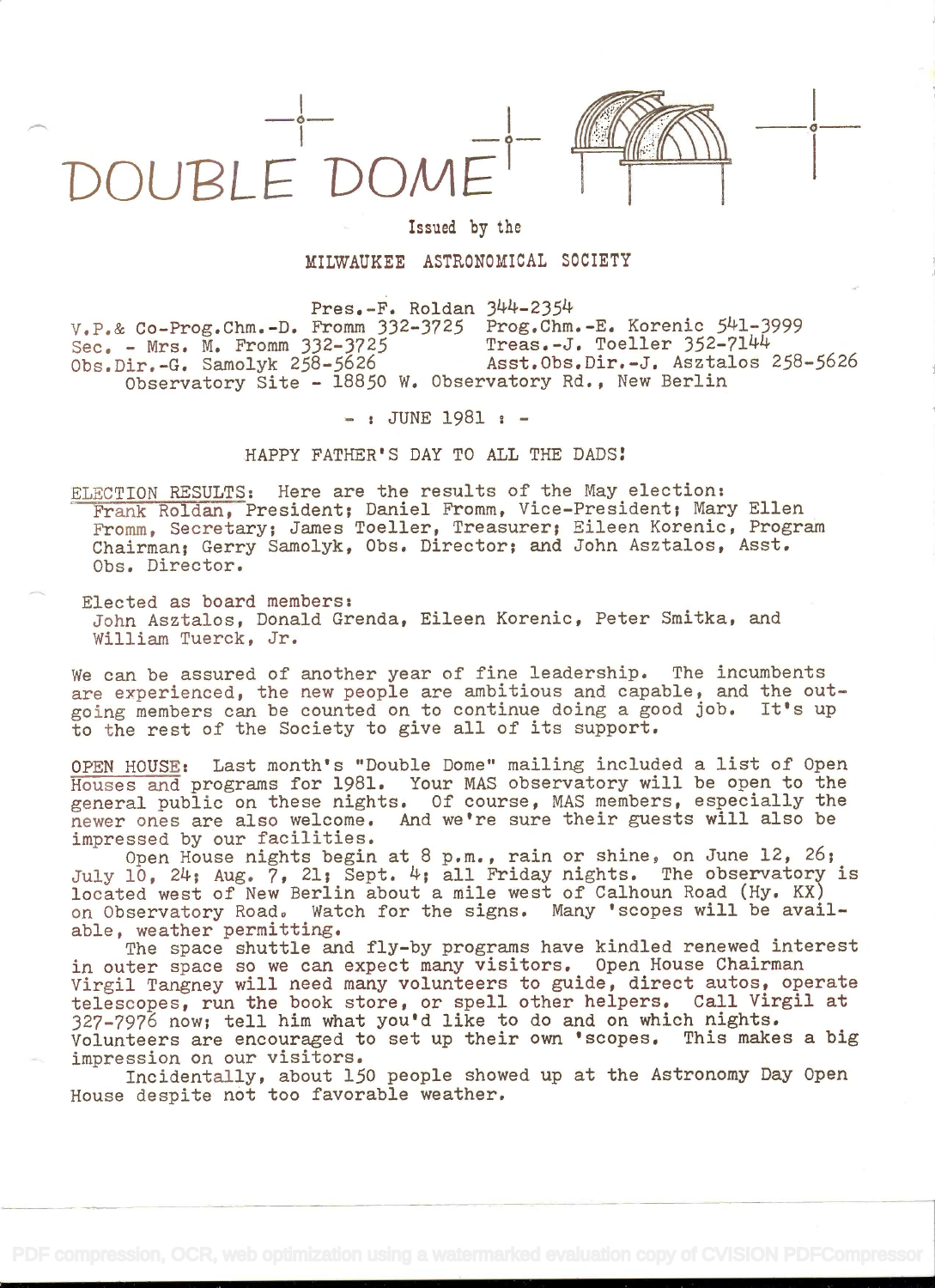# DOUBLE DOME

Issued by the

MILWAUKEE ASTRONOMICAL SOCIETY

Pres.-F. Roldan 344-2354
V.P.& Co-Prog.Chm.-D. Fromm 332-3725 Prog.Chm.-E. Korenic 541-3999
Sec. - Mrs. M. Fromm 332-3725 Treas.-J. Toeller 352-7144
Obs.Dir.-G. Samolyk 258-5626 Asst.Obs.Dir.-J. Asztalos 258-5626
Observatory Site - 18850 W. Observatory Rd., New Berlin

- : JUNE 1981 : -

HAPPY FATHER'S DAY TO ALL THE DADS!

ELECTION RESULTS: Here are the results of the May election: Frank Roldan, President; Daniel Fromm, Vice-President; Mary Ellen Fromm, Secretary; James Toeller, Treasurer; Eileen Korenic, Program Chairman; Gerry Samolyk, Obs. Director; and John Asztalos, Asst. Obs. Director.

Elected as board members: John Asztalos, Donald Grenda, Eileen Korenic, Peter Smitka, and William Tuerck, Jr.

We can be assured of another year of fine leadership. The incumbents are experienced, the new people are ambitious and capable, and the outgoing members can be counted on to continue doing a good job. It's up to the rest of the Society to give all of its support.

OPEN HOUSE: Last month's "Double Dome" mailing included a list of Open Houses and programs for 1981. Your MAS observatory will be open to the general public on these nights. Of course, MAS members, especially the newer ones are also welcome. And we're sure their guests will also be impressed by our facilities.

Open House nights begin at 8 p.m., rain or shine, on June 12, 26; July 10, 24; Aug. 7, 21; Sept. 4; all Friday nights. The observatory is located west of New Berlin about a mile west of Calhoun Road (Hy. KX) on Observatory Road. Watch for the signs. Many 'scopes will be available, weather permitting.

The space shuttle and fly-by programs have kindled renewed interest in outer space so we can expect many visitors. Open House Chairman Virgil Tangney will need many volunteers to guide, direct autos, operate telescopes, run the book store, or spell other helpers. Call Virgil at 327-7976 now; tell him what you'd like to do and on which nights. Volunteers are encouraged to set up their own 'scopes. This makes a big impression on our visitors.

Incidentally, about 150 people showed up at the Astronomy Day Open House despite not too favorable weather.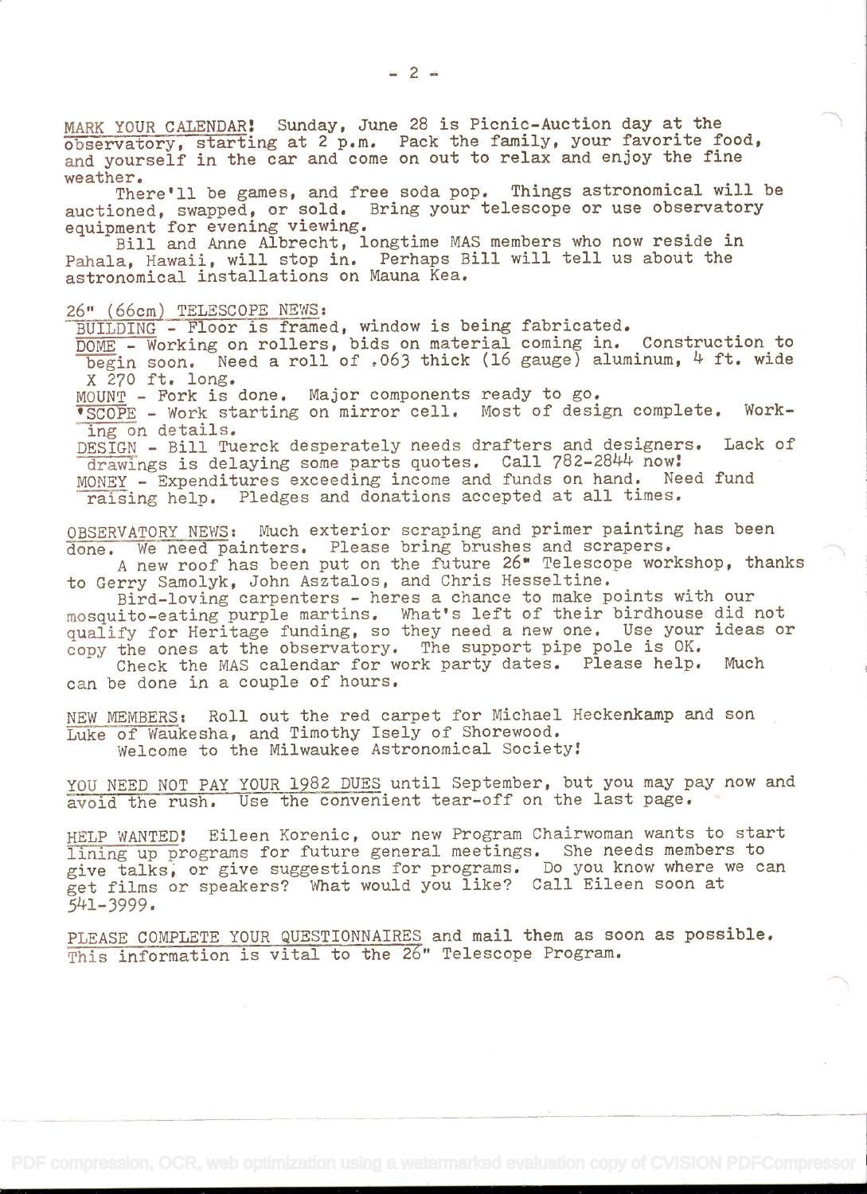MARK YOUR CALENDAR! Sunday, June 28 is Picnic-Auction day at the observatory, starting at 2 p.m. Pack the family, your favorite food, and yourself in the car and come on out to relax and enjoy the fine weather.

There'll be games, and free soda pop. Things astronomical will be auctioned, swapped, or sold. Bring your telescope or use observatory equipment for evening viewing.

Bill and Anne Albrecht, longtime MAS members who now reside in Pahala, Hawaii, will stop in. Perhaps Bill will tell us about the astronomical installations on Mauna Kea.

26" (66cm) TELESCOPE NEWS:

BUILDING - Floor is framed, window is being fabricated.

DOME - Working on rollers, bids on material coming in. Construction to begin soon. Need a roll of .063 thick (16 gauge) aluminum, 4 ft. wide X 270 ft. long.

MOUNT - Fork is done. Major components ready to go.

'SCOPE - Work starting on mirror cell. Most of design complete. Working on details.

DESIGN - Bill Tuerck desperately needs drafters and designers. Lack of drawings is delaying some parts quotes. Call 782-2844 now!

MONEY - Expenditures exceeding income and funds on hand. Need fund raising help. Pledges and donations accepted at all times.

OBSERVATORY NEWS: Much exterior scraping and primer painting has been done. We need painters. Please bring brushes and scrapers.

A new roof has been put on the future 26" Telescope workshop, thanks to Gerry Samolyk, John Asztalos, and Chris Hesseltine.

Bird-loving carpenters - heres a chance to make points with our mosquito-eating purple martins. What's left of their birdhouse did not qualify for Heritage funding, so they need a new one. Use your ideas or copy the ones at the observatory. The support pipe pole is OK.

Check the MAS calendar for work party dates. Please help. Much can be done in a couple of hours.

NEW MEMBERS: Roll out the red carpet for Michael Heckenkamp and son Luke of Waukesha, and Timothy Isely of Shorewood.

Welcome to the Milwaukee Astronomical Society!

YOU NEED NOT PAY YOUR 1982 DUES until September, but you may pay now and avoid the rush. Use the convenient tear-off on the last page.

HELP WANTED! Eileen Korenic, our new Program Chairwoman wants to start lining up programs for future general meetings. She needs members to give talks, or give suggestions for programs. Do you know where we can get films or speakers? What would you like? Call Eileen soon at 541-3999.

PLEASE COMPLETE YOUR QUESTIONNAIRES and mail them as soon as possible. This information is vital to the 26" Telescope Program.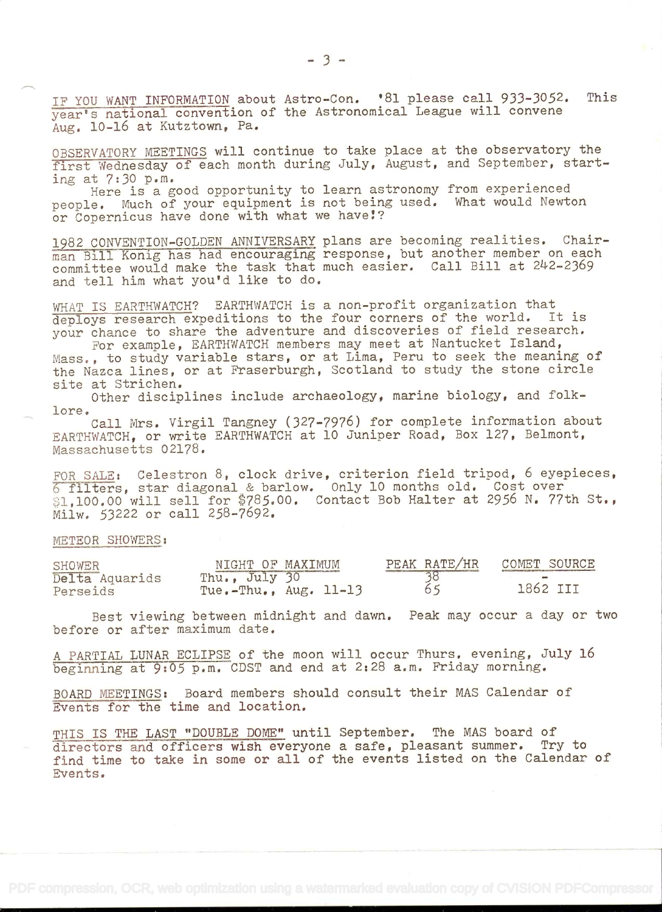IF YOU WANT INFORMATION about Astro-Con. '81 please call 933-3052. This year's national convention of the Astronomical League will convene Aug. 10-16 at Kutztown, Pa.

OBSERVATORY MEETINGS will continue to take place at the observatory the first Wednesday of each month during July, August, and September, starting at 7:30 p.m.

Here is a good opportunity to learn astronomy from experienced people. Much of your equipment is not being used. What would Newton or Copernicus have done with what we have!?

1982 CONVENTION-GOLDEN ANNIVERSARY plans are becoming realities. Chairman Bill Konig has had encouraging response, but another member on each committee would make the task that much easier. Call Bill at 242-2369 and tell him what you'd like to do.

WHAT IS EARTHWATCH? EARTHWATCH is a non-profit organization that deploys research expeditions to the four corners of the world. It is your chance to share the adventure and discoveries of field research.

For example, EARTHWATCH members may meet at Nantucket Island, Mass., to study variable stars, or at Lima, Peru to seek the meaning of the Nazca lines, or at Fraserburgh, Scotland to study the stone circle site at Strichen.

Other disciplines include archaeology, marine biology, and folklore.

Call Mrs. Virgil Tangney (327-7976) for complete information about EARTHWATCH, or write EARTHWATCH at 10 Juniper Road, Box 127, Belmont, Massachusetts 02178.

FOR SALE: Celestron 8, clock drive, criterion field tripod, 6 eyepieces, 6 filters, star diagonal & barlow. Only 10 months old. Cost over $1,100.00 will sell for $785.00. Contact Bob Halter at 2956 N. 77th St., Milw. 53222 or call 258-7692.

METEOR SHOWERS:

| SHOWER | NIGHT OF MAXIMUM | PEAK RATE/HR | COMET SOURCE |
|---|---|---|---|
| Delta Aquarids | Thu., July 30 | 38 | - |
| Perseids | Tue.-Thu., Aug. 11-13 | 65 | 1862 III |

Best viewing between midnight and dawn. Peak may occur a day or two before or after maximum date.

A PARTIAL LUNAR ECLIPSE of the moon will occur Thurs. evening, July 16 beginning at 9:05 p.m. CDST and end at 2:28 a.m. Friday morning.

BOARD MEETINGS: Board members should consult their MAS Calendar of Events for the time and location.

THIS IS THE LAST "DOUBLE DOME" until September. The MAS board of directors and officers wish everyone a safe, pleasant summer. Try to find time to take in some or all of the events listed on the Calendar of Events.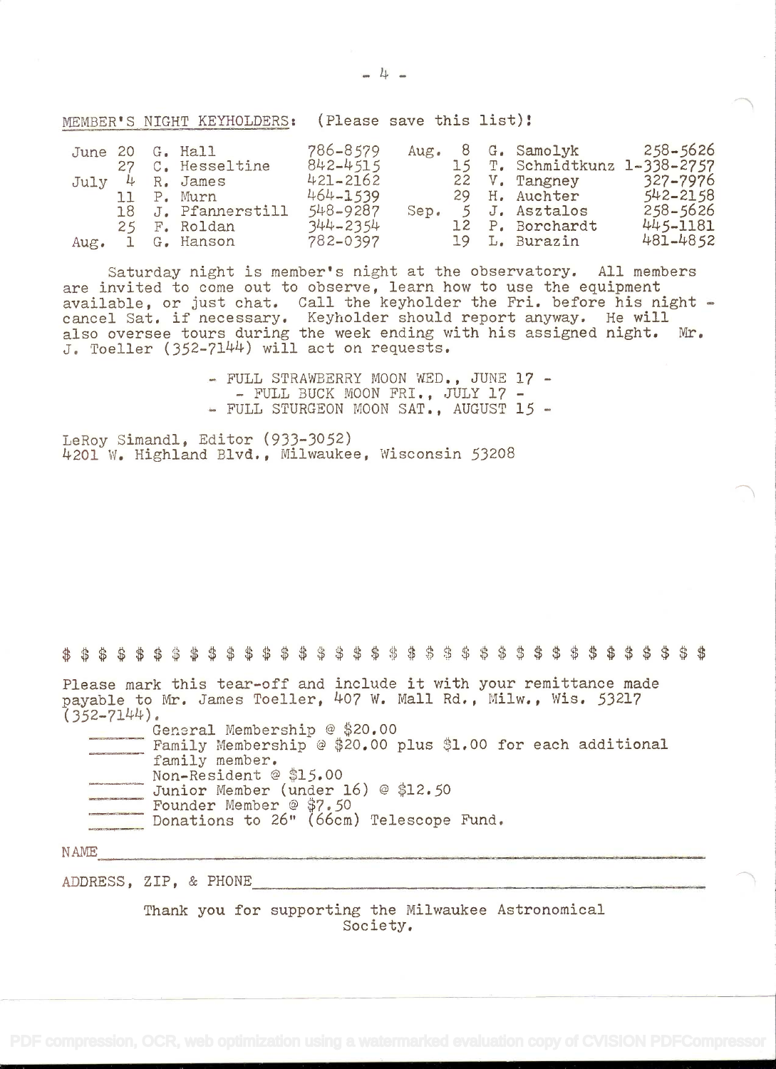MEMBER'S NIGHT KEYHOLDERS: (Please save this list)!

| | | | | | | |
|---|---|---|---|---|---|---|
| June 20 | G. Hall | 786-8579 | | Aug. 8 | G. Samolyk | 258-5626 |
| 27 | C. Hesseltine | 842-4515 | | 15 | T. Schmidtkunz | 1-338-2757 |
| July 4 | R. James | 421-2162 | | 22 | V. Tangney | 327-7976 |
| 11 | P. Murn | 464-1539 | | 29 | H. Auchter | 542-2158 |
| 18 | J. Pfannerstill | 548-9287 | | Sep. 5 | J. Asztalos | 258-5626 |
| 25 | F. Roldan | 344-2354 | | 12 | P. Borchardt | 445-1181 |
| Aug. 1 | G. Hanson | 782-0397 | | 19 | L. Burazin | 481-4852 |

Saturday night is member's night at the observatory. All members are invited to come out to observe, learn how to use the equipment available, or just chat. Call the keyholder the Fri. before his night - cancel Sat. if necessary. Keyholder should report anyway. He will also oversee tours during the week ending with his assigned night. Mr. J. Toeller (352-7144) will act on requests.

- FULL STRAWBERRY MOON WED., JUNE 17 -
- FULL BUCK MOON FRI., JULY 17 -
- FULL STURGEON MOON SAT., AUGUST 15 -

LeRoy Simandl, Editor (933-3052)
4201 W. Highland Blvd., Milwaukee, Wisconsin 53208

$ $ $ $ $ $ $ $ $ $ $ $ $ $ $ $ $ $ $ $ $ $ $ $ $ $ $ $ $ $ $ $ $ $ $ $ $

Please mark this tear-off and include it with your remittance made payable to Mr. James Toeller, 407 W. Mall Rd., Milw., Wis. 53217 (352-7144).

_______ General Membership @ $20.00
_______ Family Membership @ $20.00 plus $1.00 for each additional family member.
_______ Non-Resident @ $15.00
_______ Junior Member (under 16) @ $12.50
_______ Founder Member @ $7.50
_______ Donations to 26" (66cm) Telescope Fund.

NAME_______________________________________________

ADDRESS, ZIP, & PHONE_______________________________

Thank you for supporting the Milwaukee Astronomical Society.